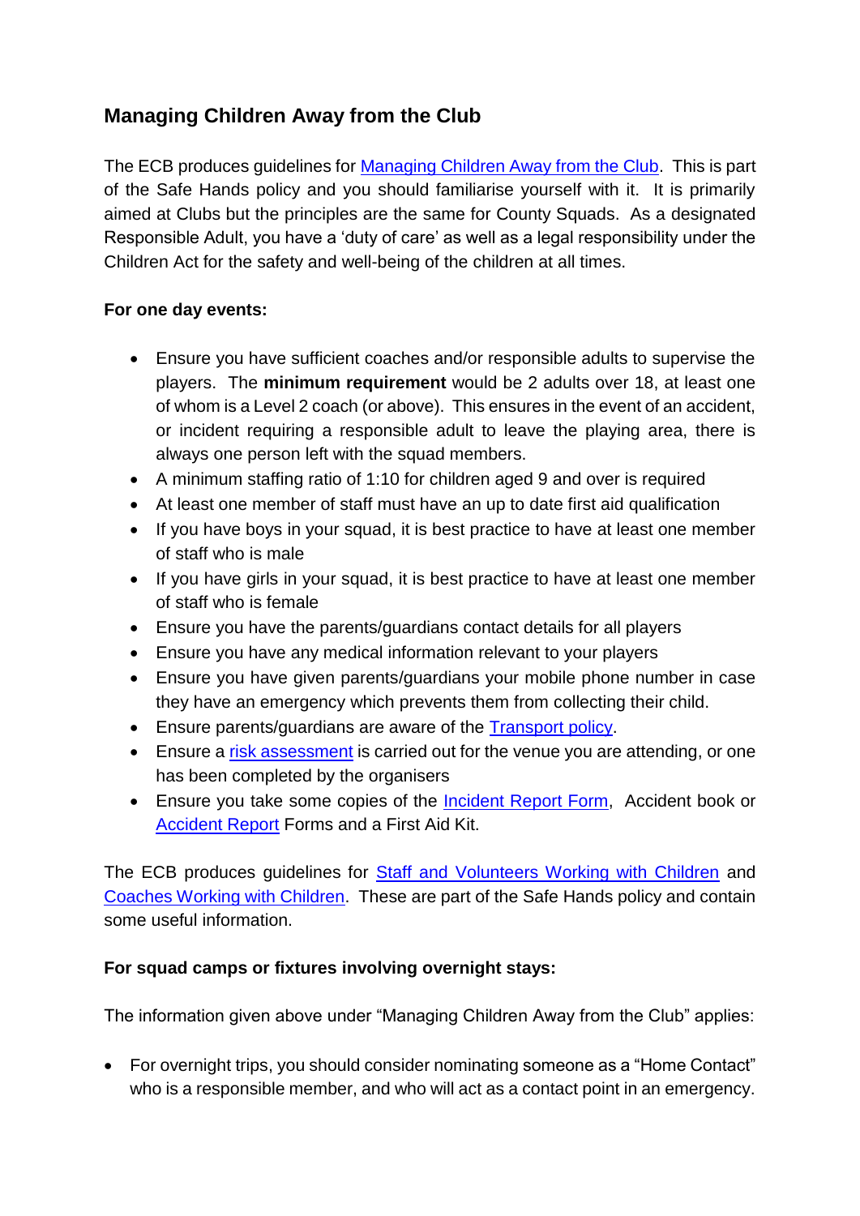## Managing Children Away from the Club

The ECB produces guidelines for Managing Children Away from the Club. This is part of the Safe Hands policy and you should familiarise yourself with it. It is primarily aimed at Clubs but the principles are the same for County Squads. As a designated Responsible Adult, you have a 'duty of care' as well as a legal responsibility under the Children Act for the safety and well-being of the children at all times.

**For one day events:**

- Ensure you have sufficient coaches and/or responsible adults to supervise the players. The **minimum requirement** would be 2 adults over 18, at least one of whom is a Level 2 coach (or above). This ensures in the event of an accident, or incident requiring a responsible adult to leave the playing area, there is always one person left with the squad members.
- A minimum staffing ratio of 1:10 for children aged 9 and over is required
- At least one member of staff must have an up to date first aid qualification
- If you have boys in your squad, it is best practice to have at least one member of staff who is male
- If you have girls in your squad, it is best practice to have at least one member of staff who is female
- Ensure you have the parents/guardians contact details for all players
- Ensure you have any medical information relevant to your players
- Ensure you have given parents/guardians your mobile phone number in case they have an emergency which prevents them from collecting their child.
- Ensure parents/guardians are aware of the Transport policy.
- Ensure a risk assessment is carried out for the venue you are attending, or one has been completed by the organisers
- Ensure you take some copies of the Incident Report Form, Accident book or Accident Report Forms and a First Aid Kit.

The ECB produces guidelines for Staff and Volunteers Working with Children and Coaches Working with Children. These are part of the Safe Hands policy and contain some useful information.

**For squad camps or fixtures involving overnight stays:**

The information given above under "Managing Children Away from the Club" applies:

- For overnight trips, you should consider nominating someone as a "Home Contact" who is a responsible member, and who will act as a contact point in an emergency.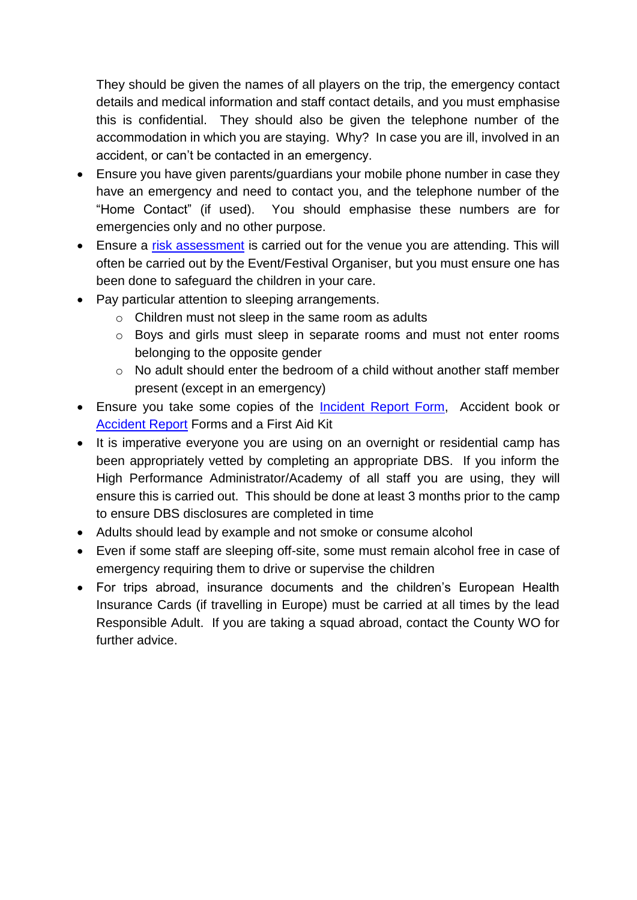They should be given the names of all players on the trip, the emergency contact details and medical information and staff contact details, and you must emphasise this is confidential. They should also be given the telephone number of the accommodation in which you are staying. Why? In case you are ill, involved in an accident, or can't be contacted in an emergency.

- Ensure you have given parents/guardians your mobile phone number in case they have an emergency and need to contact you, and the telephone number of the "Home Contact" (if used). You should emphasise these numbers are for emergencies only and no other purpose.
- Ensure a risk assessment is carried out for the venue you are attending. This will often be carried out by the Event/Festival Organiser, but you must ensure one has been done to safeguard the children in your care.
- Pay particular attention to sleeping arrangements.
  - Children must not sleep in the same room as adults
  - Boys and girls must sleep in separate rooms and must not enter rooms belonging to the opposite gender
  - No adult should enter the bedroom of a child without another staff member present (except in an emergency)
- Ensure you take some copies of the Incident Report Form, Accident book or Accident Report Forms and a First Aid Kit
- It is imperative everyone you are using on an overnight or residential camp has been appropriately vetted by completing an appropriate DBS. If you inform the High Performance Administrator/Academy of all staff you are using, they will ensure this is carried out. This should be done at least 3 months prior to the camp to ensure DBS disclosures are completed in time
- Adults should lead by example and not smoke or consume alcohol
- Even if some staff are sleeping off-site, some must remain alcohol free in case of emergency requiring them to drive or supervise the children
- For trips abroad, insurance documents and the children's European Health Insurance Cards (if travelling in Europe) must be carried at all times by the lead Responsible Adult. If you are taking a squad abroad, contact the County WO for further advice.